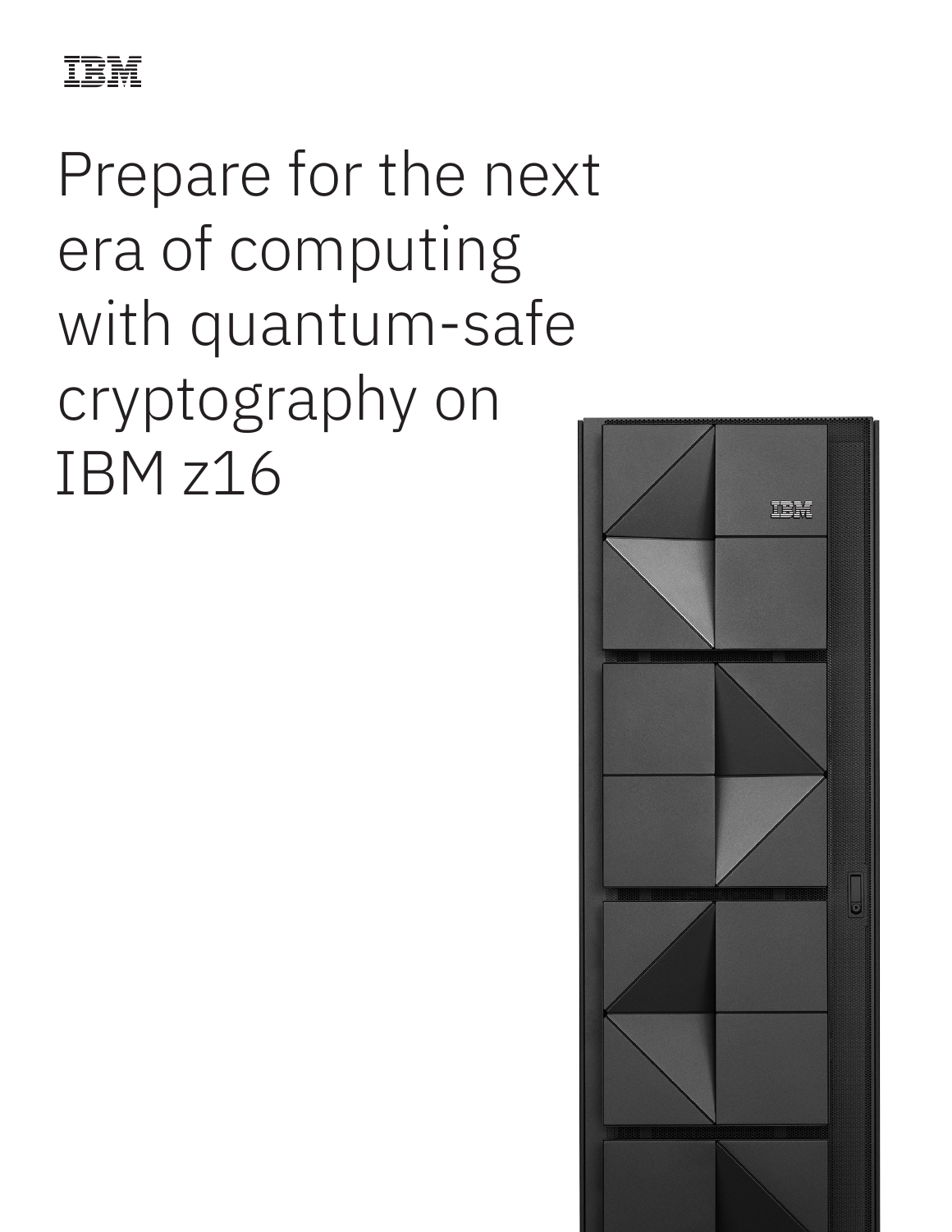IBM

# Prepare for the next era of computing with quantum-safe cryptography on IBM z16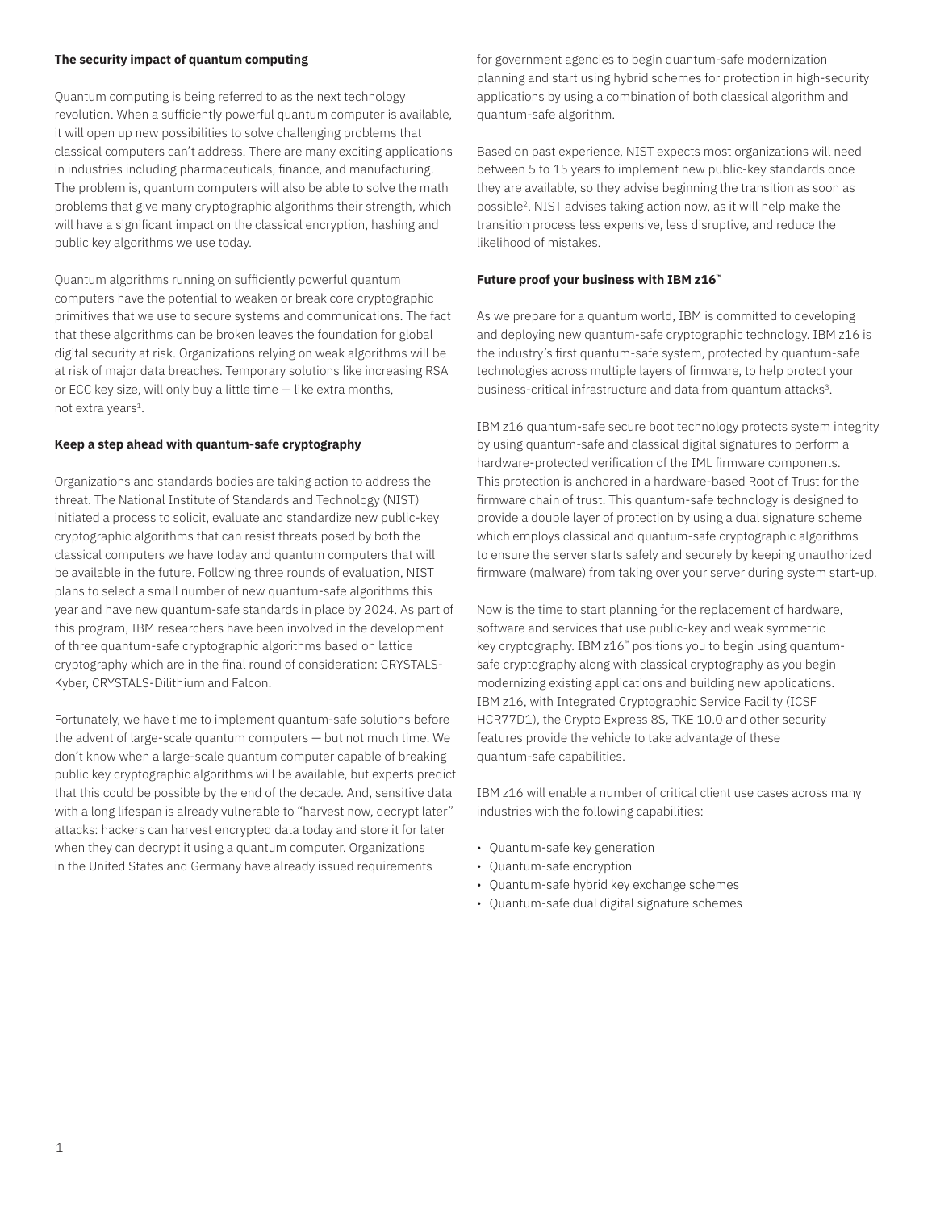**The security impact of quantum computing**

Quantum computing is being referred to as the next technology revolution. When a sufficiently powerful quantum computer is available, it will open up new possibilities to solve challenging problems that classical computers can't address. There are many exciting applications in industries including pharmaceuticals, finance, and manufacturing. The problem is, quantum computers will also be able to solve the math problems that give many cryptographic algorithms their strength, which will have a significant impact on the classical encryption, hashing and public key algorithms we use today.

Quantum algorithms running on sufficiently powerful quantum computers have the potential to weaken or break core cryptographic primitives that we use to secure systems and communications. The fact that these algorithms can be broken leaves the foundation for global digital security at risk. Organizations relying on weak algorithms will be at risk of major data breaches. Temporary solutions like increasing RSA or ECC key size, will only buy a little time — like extra months, not extra years[1].

**Keep a step ahead with quantum-safe cryptography**

Organizations and standards bodies are taking action to address the threat. The National Institute of Standards and Technology (NIST) initiated a process to solicit, evaluate and standardize new public-key cryptographic algorithms that can resist threats posed by both the classical computers we have today and quantum computers that will be available in the future. Following three rounds of evaluation, NIST plans to select a small number of new quantum-safe algorithms this year and have new quantum-safe standards in place by 2024. As part of this program, IBM researchers have been involved in the development of three quantum-safe cryptographic algorithms based on lattice cryptography which are in the final round of consideration: CRYSTALS-Kyber, CRYSTALS-Dilithium and Falcon.

Fortunately, we have time to implement quantum-safe solutions before the advent of large-scale quantum computers — but not much time. We don't know when a large-scale quantum computer capable of breaking public key cryptographic algorithms will be available, but experts predict that this could be possible by the end of the decade. And, sensitive data with a long lifespan is already vulnerable to "harvest now, decrypt later" attacks: hackers can harvest encrypted data today and store it for later when they can decrypt it using a quantum computer. Organizations in the United States and Germany have already issued requirements for government agencies to begin quantum-safe modernization planning and start using hybrid schemes for protection in high-security applications by using a combination of both classical algorithm and quantum-safe algorithm.

Based on past experience, NIST expects most organizations will need between 5 to 15 years to implement new public-key standards once they are available, so they advise beginning the transition as soon as possible[2]. NIST advises taking action now, as it will help make the transition process less expensive, less disruptive, and reduce the likelihood of mistakes.

**Future proof your business with IBM z16™**

As we prepare for a quantum world, IBM is committed to developing and deploying new quantum-safe cryptographic technology. IBM z16 is the industry's first quantum-safe system, protected by quantum-safe technologies across multiple layers of firmware, to help protect your business-critical infrastructure and data from quantum attacks[3].

IBM z16 quantum-safe secure boot technology protects system integrity by using quantum-safe and classical digital signatures to perform a hardware-protected verification of the IML firmware components. This protection is anchored in a hardware-based Root of Trust for the firmware chain of trust. This quantum-safe technology is designed to provide a double layer of protection by using a dual signature scheme which employs classical and quantum-safe cryptographic algorithms to ensure the server starts safely and securely by keeping unauthorized firmware (malware) from taking over your server during system start-up.

Now is the time to start planning for the replacement of hardware, software and services that use public-key and weak symmetric key cryptography. IBM z16™ positions you to begin using quantum-safe cryptography along with classical cryptography as you begin modernizing existing applications and building new applications. IBM z16, with Integrated Cryptographic Service Facility (ICSF HCR77D1), the Crypto Express 8S, TKE 10.0 and other security features provide the vehicle to take advantage of these quantum-safe capabilities.

IBM z16 will enable a number of critical client use cases across many industries with the following capabilities:

- Quantum-safe key generation
- Quantum-safe encryption
- Quantum-safe hybrid key exchange schemes
- Quantum-safe dual digital signature schemes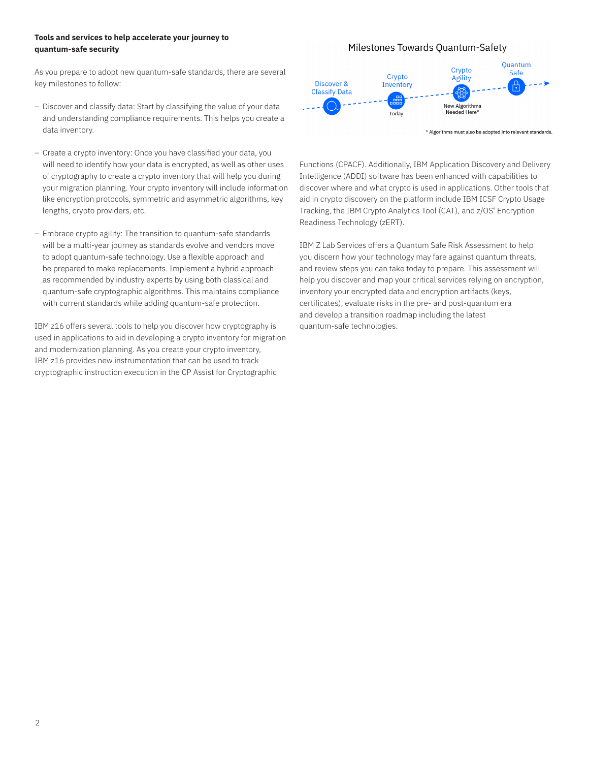**Tools and services to help accelerate your journey to quantum-safe security**

As you prepare to adopt new quantum-safe standards, there are several key milestones to follow:

- Discover and classify data: Start by classifying the value of your data and understanding compliance requirements. This helps you create a data inventory.
- Create a crypto inventory: Once you have classified your data, you will need to identify how your data is encrypted, as well as other uses of cryptography to create a crypto inventory that will help you during your migration planning. Your crypto inventory will include information like encryption protocols, symmetric and asymmetric algorithms, key lengths, crypto providers, etc.
- Embrace crypto agility: The transition to quantum-safe standards will be a multi-year journey as standards evolve and vendors move to adopt quantum-safe technology. Use a flexible approach and be prepared to make replacements. Implement a hybrid approach as recommended by industry experts by using both classical and quantum-safe cryptographic algorithms. This maintains compliance with current standards while adding quantum-safe protection.

IBM z16 offers several tools to help you discover how cryptography is used in applications to aid in developing a crypto inventory for migration and modernization planning. As you create your crypto inventory, IBM z16 provides new instrumentation that can be used to track cryptographic instruction execution in the CP Assist for Cryptographic Functions (CPACF). Additionally, IBM Application Discovery and Delivery Intelligence (ADDI) software has been enhanced with capabilities to discover where and what crypto is used in applications. Other tools that aid in crypto discovery on the platform include IBM ICSF Crypto Usage Tracking, the IBM Crypto Analytics Tool (CAT), and z/OS® Encryption Readiness Technology (zERT).

Milestones Towards Quantum-Safety

Discover & Classify Data → Crypto Inventory (Today) → Crypto Agility (New Algorithms Needed Here*) → Quantum Safe

\* Algorithms must also be adopted into relevant standards.

IBM Z Lab Services offers a Quantum Safe Risk Assessment to help you discern how your technology may fare against quantum threats, and review steps you can take today to prepare. This assessment will help you discover and map your critical services relying on encryption, inventory your encrypted data and encryption artifacts (keys, certificates), evaluate risks in the pre- and post-quantum era and develop a transition roadmap including the latest quantum-safe technologies.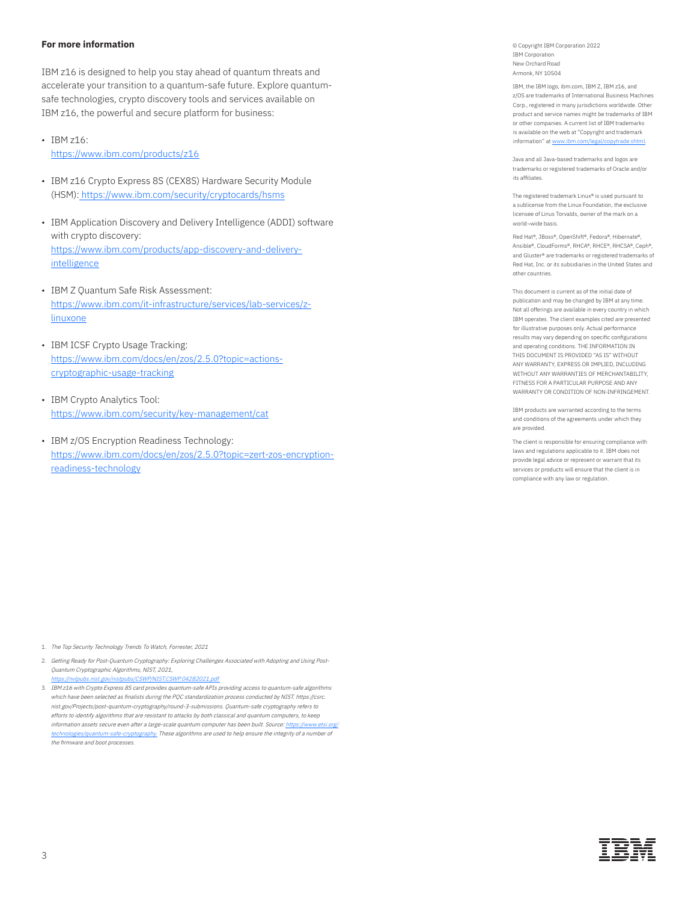## For more information

IBM z16 is designed to help you stay ahead of quantum threats and accelerate your transition to a quantum-safe future. Explore quantum-safe technologies, crypto discovery tools and services available on IBM z16, the powerful and secure platform for business:

- IBM z16: https://www.ibm.com/products/z16
- IBM z16 Crypto Express 8S (CEX8S) Hardware Security Module (HSM): https://www.ibm.com/security/cryptocards/hsms
- IBM Application Discovery and Delivery Intelligence (ADDI) software with crypto discovery: https://www.ibm.com/products/app-discovery-and-delivery-intelligence
- IBM Z Quantum Safe Risk Assessment: https://www.ibm.com/it-infrastructure/services/lab-services/z-linuxone
- IBM ICSF Crypto Usage Tracking: https://www.ibm.com/docs/en/zos/2.5.0?topic=actions-cryptographic-usage-tracking
- IBM Crypto Analytics Tool: https://www.ibm.com/security/key-management/cat
- IBM z/OS Encryption Readiness Technology: https://www.ibm.com/docs/en/zos/2.5.0?topic=zert-zos-encryption-readiness-technology

1. *The Top Security Technology Trends To Watch, Forrester, 2021*
2. *Getting Ready for Post-Quantum Cryptography: Exploring Challenges Associated with Adopting and Using Post-Quantum Cryptographic Algorithms, NIST, 2021,* *https://nvlpubs.nist.gov/nistpubs/CSWP/NIST.CSWP.04282021.pdf*
3. *IBM z16 with Crypto Express 8S card provides quantum-safe APIs providing access to quantum-safe algorithms which have been selected as finalists during the PQC standardization process conducted by NIST. https://csrc.nist.gov/Projects/post-quantum-cryptography/round-3-submissions. Quantum-safe cryptography refers to efforts to identify algorithms that are resistant to attacks by both classical and quantum computers, to keep information assets secure even after a large-scale quantum computer has been built. Source: https://www.etsi.org/technologies/quantum-safe-cryptography. These algorithms are used to help ensure the integrity of a number of the firmware and boot processes.*

© Copyright IBM Corporation 2022
IBM Corporation
New Orchard Road
Armonk, NY 10504

IBM, the IBM logo, ibm.com, IBM Z, IBM z16, and z/OS are trademarks of International Business Machines Corp., registered in many jurisdictions worldwide. Other product and service names might be trademarks of IBM or other companies. A current list of IBM trademarks is available on the web at "Copyright and trademark information" at www.ibm.com/legal/copytrade.shtml.

Java and all Java-based trademarks and logos are trademarks or registered trademarks of Oracle and/or its affiliates.

The registered trademark Linux® is used pursuant to a sublicense from the Linux Foundation, the exclusive licensee of Linus Torvalds, owner of the mark on a world¬wide basis.

Red Hat®, JBoss®, OpenShift®, Fedora®, Hibernate®, Ansible®, CloudForms®, RHCA®, RHCE®, RHCSA®, Ceph®, and Gluster® are trademarks or registered trademarks of Red Hat, Inc. or its subsidiaries in the United States and other countries.

This document is current as of the initial date of publication and may be changed by IBM at any time. Not all offerings are available in every country in which IBM operates. The client examples cited are presented for illustrative purposes only. Actual performance results may vary depending on specific configurations and operating conditions. THE INFORMATION IN THIS DOCUMENT IS PROVIDED "AS IS" WITHOUT ANY WARRANTY, EXPRESS OR IMPLIED, INCLUDING WITHOUT ANY WARRANTIES OF MERCHANTABILITY, FITNESS FOR A PARTICULAR PURPOSE AND ANY WARRANTY OR CONDITION OF NON-INFRINGEMENT.

IBM products are warranted according to the terms and conditions of the agreements under which they are provided.

The client is responsible for ensuring compliance with laws and regulations applicable to it. IBM does not provide legal advice or represent or warrant that its services or products will ensure that the client is in compliance with any law or regulation.